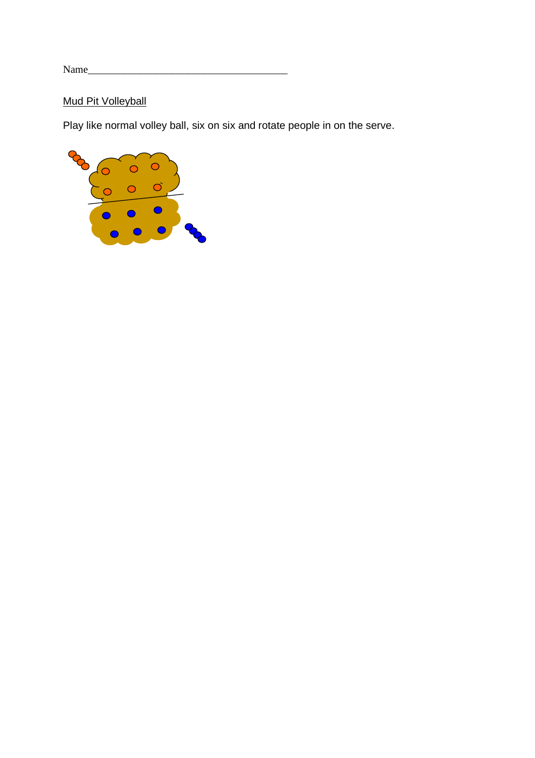Name______________________________________

Mud Pit Volleyball

Play like normal volley ball, six on six and rotate people in on the serve.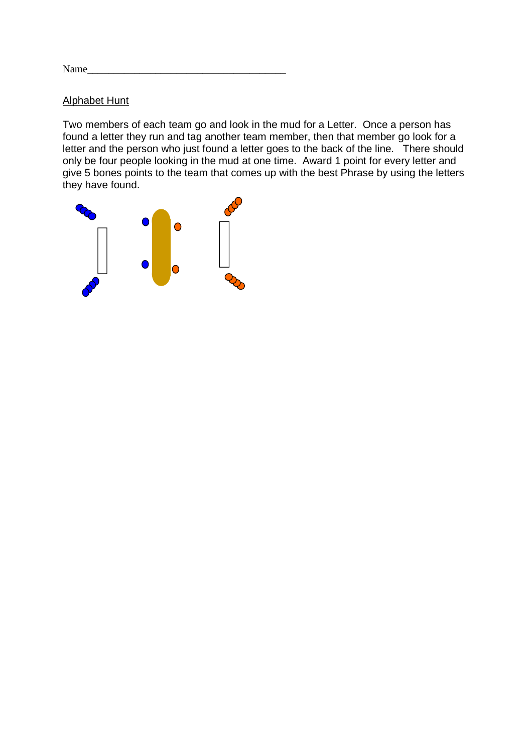Name______________________________________

Alphabet Hunt

Two members of each team go and look in the mud for a Letter. Once a person has found a letter they run and tag another team member, then that member go look for a letter and the person who just found a letter goes to the back of the line. There should only be four people looking in the mud at one time. Award 1 point for every letter and give 5 bones points to the team that comes up with the best Phrase by using the letters they have found.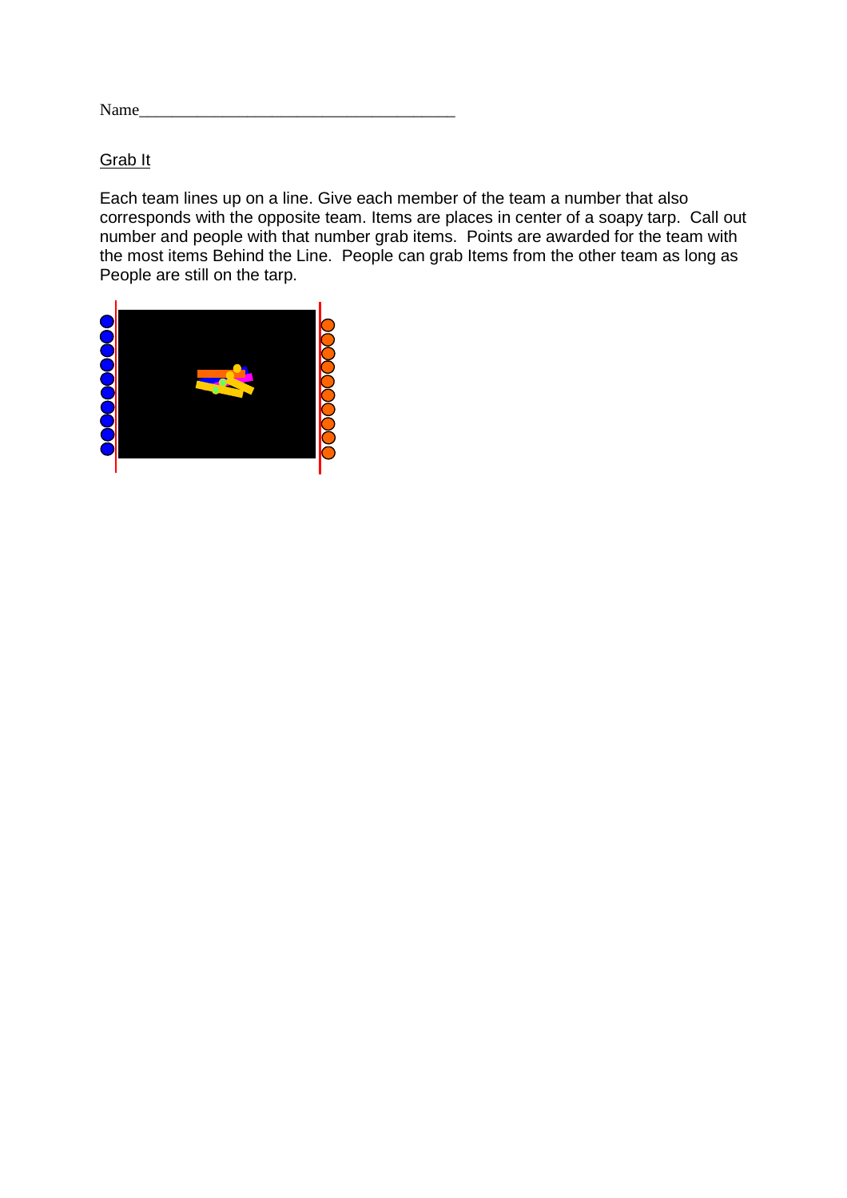Name_______________________________________

Grab It

Each team lines up on a line. Give each member of the team a number that also corresponds with the opposite team. Items are places in center of a soapy tarp. Call out number and people with that number grab items. Points are awarded for the team with the most items Behind the Line. People can grab Items from the other team as long as People are still on the tarp.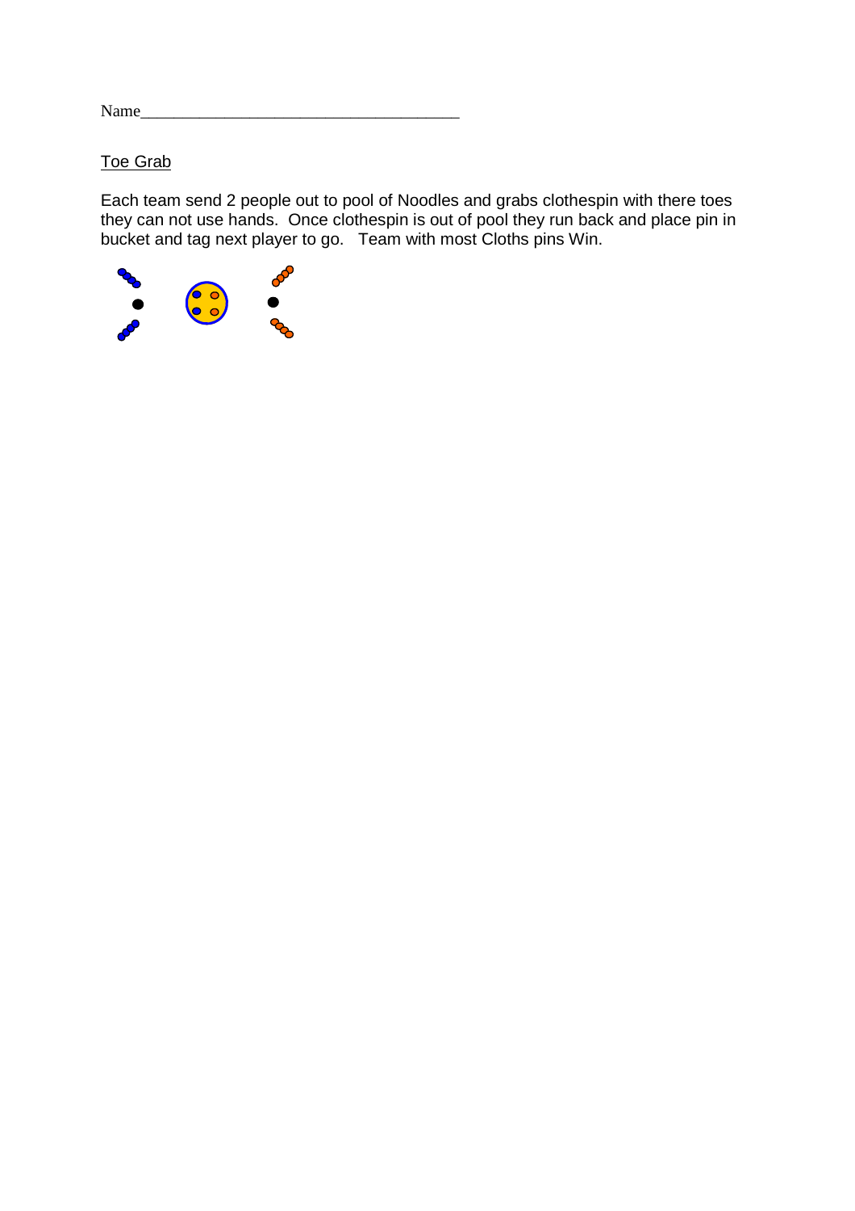Name_______________________________________

<u>Toe Grab</u>

Each team send 2 people out to pool of Noodles and grabs clothespin with there toes they can not use hands. Once clothespin is out of pool they run back and place pin in bucket and tag next player to go. Team with most Cloths pins Win.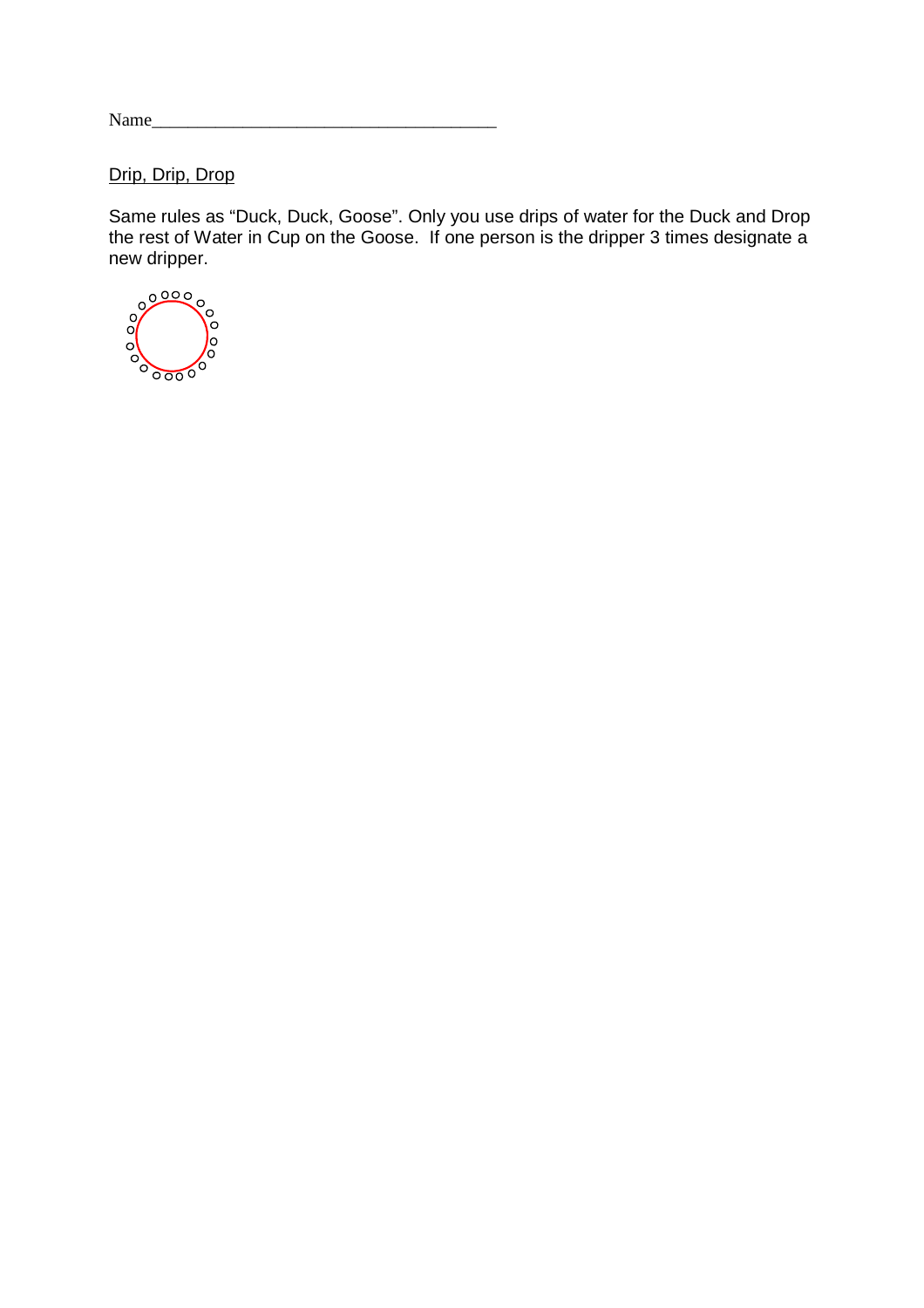Name_______________________________________

Drip, Drip, Drop

Same rules as “Duck, Duck, Goose”. Only you use drips of water for the Duck and Drop the rest of Water in Cup on the Goose. If one person is the dripper 3 times designate a new dripper.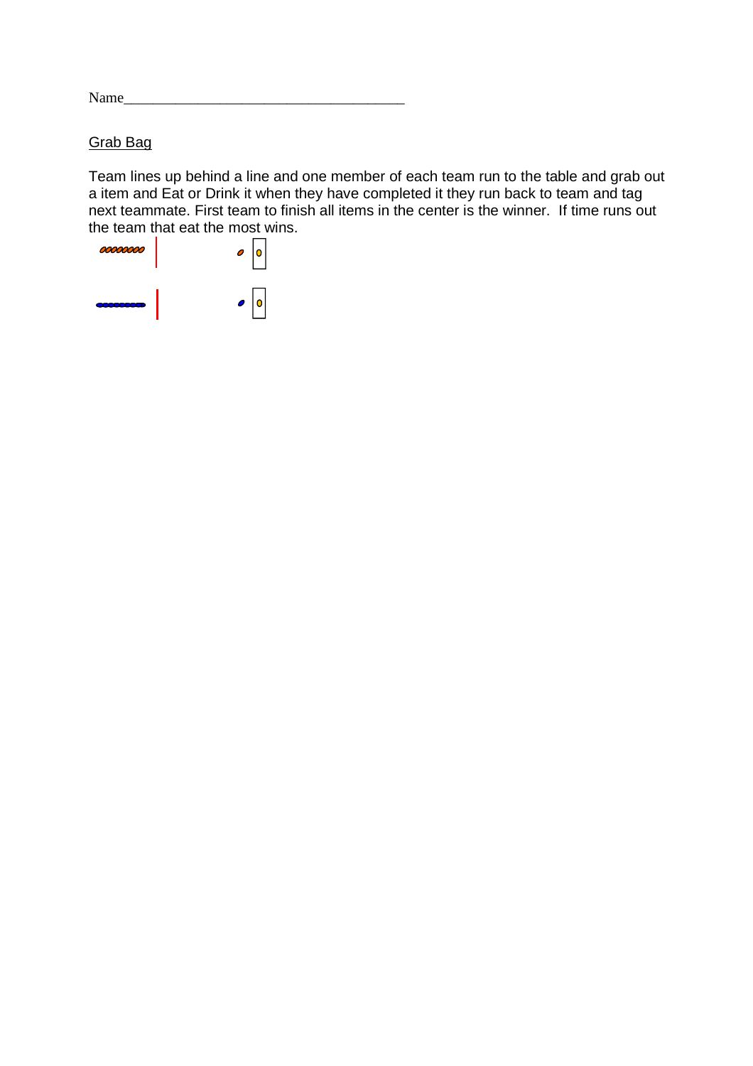Name______________________________________

Grab Bag

Team lines up behind a line and one member of each team run to the table and grab out a item and Eat or Drink it when they have completed it they run back to team and tag next teammate. First team to finish all items in the center is the winner. If time runs out the team that eat the most wins.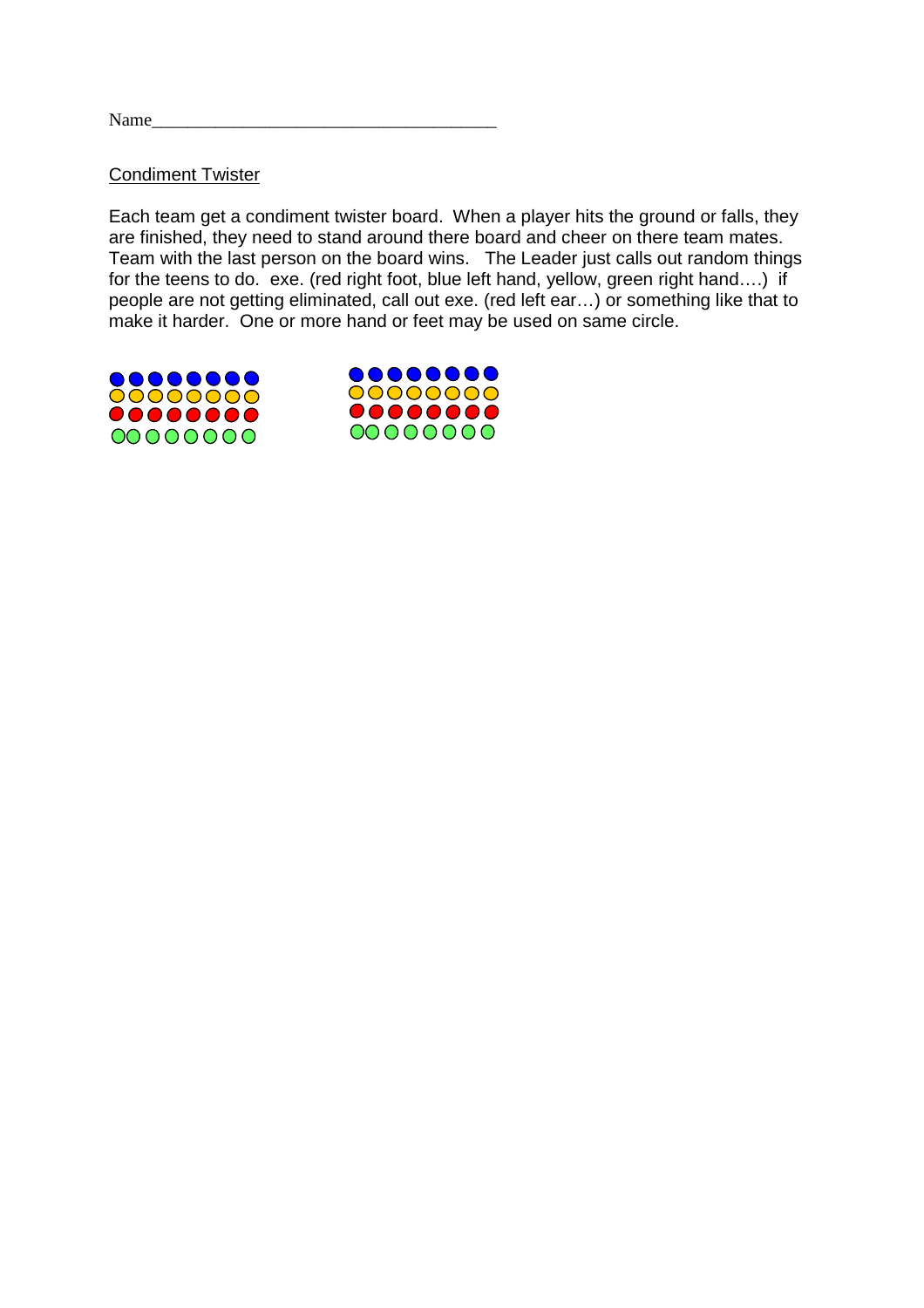Name_______________________________________

<u>Condiment Twister</u>

Each team get a condiment twister board. When a player hits the ground or falls, they are finished, they need to stand around there board and cheer on there team mates. Team with the last person on the board wins. The Leader just calls out random things for the teens to do. exe. (red right foot, blue left hand, yellow, green right hand….) if people are not getting eliminated, call out exe. (red left ear…) or something like that to make it harder. One or more hand or feet may be used on same circle.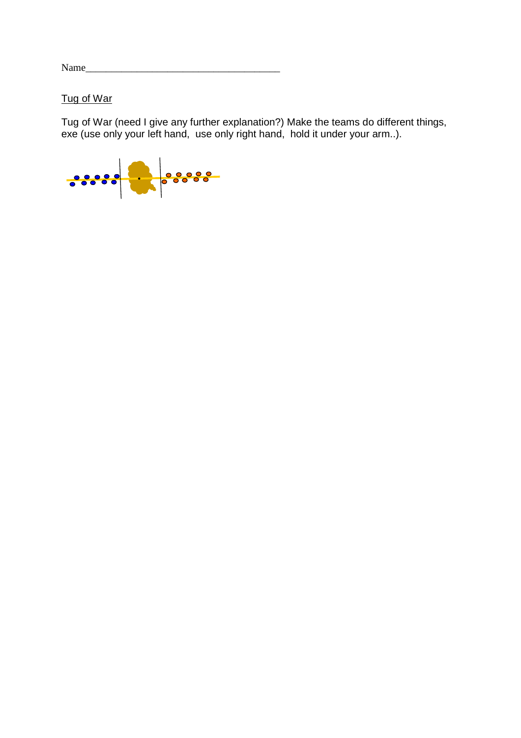Name_______________________________________

Tug of War

Tug of War (need I give any further explanation?) Make the teams do different things, exe (use only your left hand,  use only right hand,  hold it under your arm..).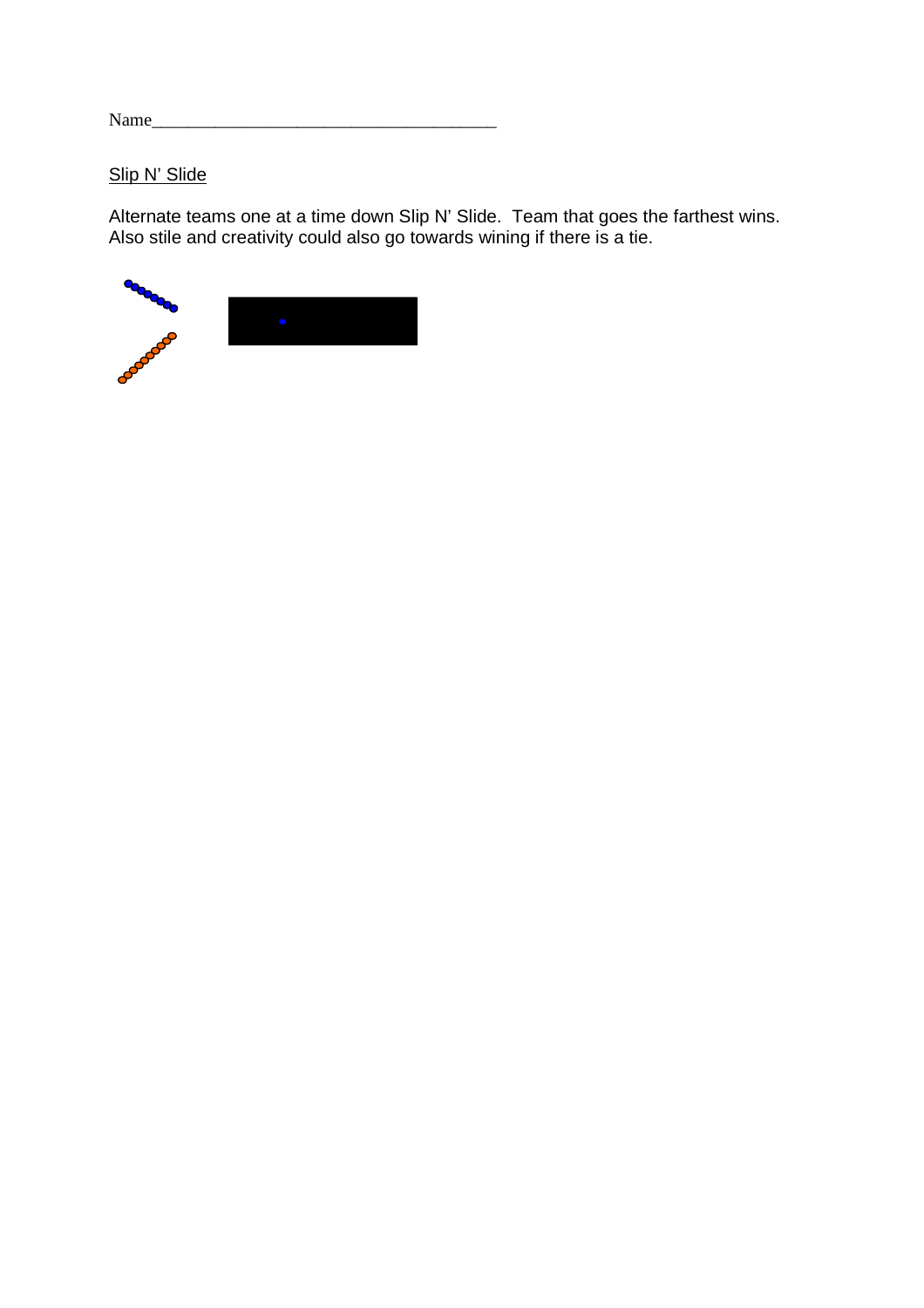Name_______________________________________

<u>Slip N' Slide</u>

Alternate teams one at a time down Slip N' Slide. Team that goes the farthest wins. Also stile and creativity could also go towards wining if there is a tie.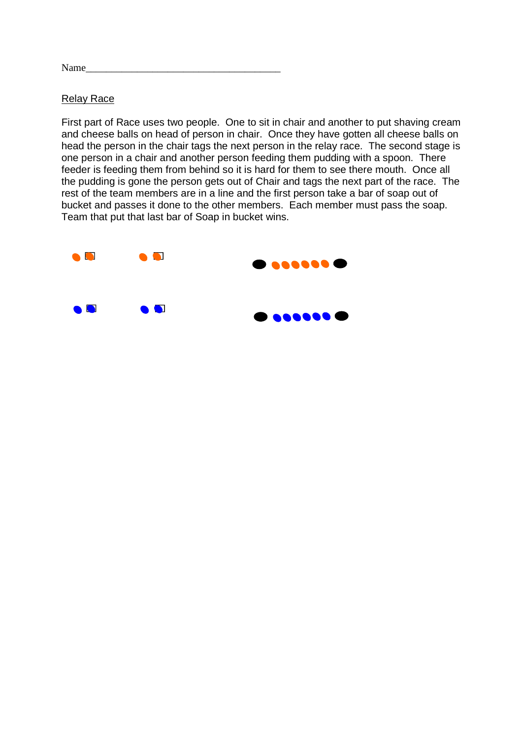Name_______________________________________

Relay Race

First part of Race uses two people. One to sit in chair and another to put shaving cream and cheese balls on head of person in chair. Once they have gotten all cheese balls on head the person in the chair tags the next person in the relay race. The second stage is one person in a chair and another person feeding them pudding with a spoon. There feeder is feeding them from behind so it is hard for them to see there mouth. Once all the pudding is gone the person gets out of Chair and tags the next part of the race. The rest of the team members are in a line and the first person take a bar of soap out of bucket and passes it done to the other members. Each member must pass the soap. Team that put that last bar of Soap in bucket wins.